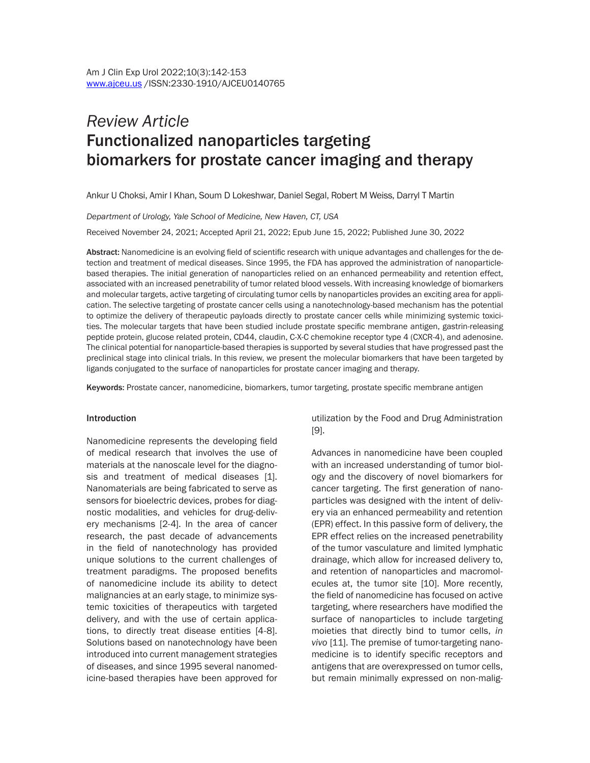*Review Article*

# Functionalized nanoparticles targeting biomarkers for prostate cancer imaging and therapy

Ankur U Choksi, Amir I Khan, Soum D Lokeshwar, Daniel Segal, Robert M Weiss, Darryl T Martin

*Department of Urology, Yale School of Medicine, New Haven, CT, USA*

Received November 24, 2021; Accepted April 21, 2022; Epub June 15, 2022; Published June 30, 2022

**Abstract:** Nanomedicine is an evolving field of scientific research with unique advantages and challenges for the detection and treatment of medical diseases. Since 1995, the FDA has approved the administration of nanoparticle-based therapies. The initial generation of nanoparticles relied on an enhanced permeability and retention effect, associated with an increased penetrability of tumor related blood vessels. With increasing knowledge of biomarkers and molecular targets, active targeting of circulating tumor cells by nanoparticles provides an exciting area for application. The selective targeting of prostate cancer cells using a nanotechnology-based mechanism has the potential to optimize the delivery of therapeutic payloads directly to prostate cancer cells while minimizing systemic toxicities. The molecular targets that have been studied include prostate specific membrane antigen, gastrin-releasing peptide protein, glucose related protein, CD44, claudin, C-X-C chemokine receptor type 4 (CXCR-4), and adenosine. The clinical potential for nanoparticle-based therapies is supported by several studies that have progressed past the preclinical stage into clinical trials. In this review, we present the molecular biomarkers that have been targeted by ligands conjugated to the surface of nanoparticles for prostate cancer imaging and therapy.

**Keywords:** Prostate cancer, nanomedicine, biomarkers, tumor targeting, prostate specific membrane antigen

## Introduction

Nanomedicine represents the developing field of medical research that involves the use of materials at the nanoscale level for the diagnosis and treatment of medical diseases [1]. Nanomaterials are being fabricated to serve as sensors for bioelectric devices, probes for diagnostic modalities, and vehicles for drug-delivery mechanisms [2-4]. In the area of cancer research, the past decade of advancements in the field of nanotechnology has provided unique solutions to the current challenges of treatment paradigms. The proposed benefits of nanomedicine include its ability to detect malignancies at an early stage, to minimize systemic toxicities of therapeutics with targeted delivery, and with the use of certain applications, to directly treat disease entities [4-8]. Solutions based on nanotechnology have been introduced into current management strategies of diseases, and since 1995 several nanomedicine-based therapies have been approved for utilization by the Food and Drug Administration [9].

Advances in nanomedicine have been coupled with an increased understanding of tumor biology and the discovery of novel biomarkers for cancer targeting. The first generation of nanoparticles was designed with the intent of delivery via an enhanced permeability and retention (EPR) effect. In this passive form of delivery, the EPR effect relies on the increased penetrability of the tumor vasculature and limited lymphatic drainage, which allow for increased delivery to, and retention of nanoparticles and macromolecules at, the tumor site [10]. More recently, the field of nanomedicine has focused on active targeting, where researchers have modified the surface of nanoparticles to include targeting moieties that directly bind to tumor cells, *in vivo* [11]. The premise of tumor-targeting nanomedicine is to identify specific receptors and antigens that are overexpressed on tumor cells, but remain minimally expressed on non-malig-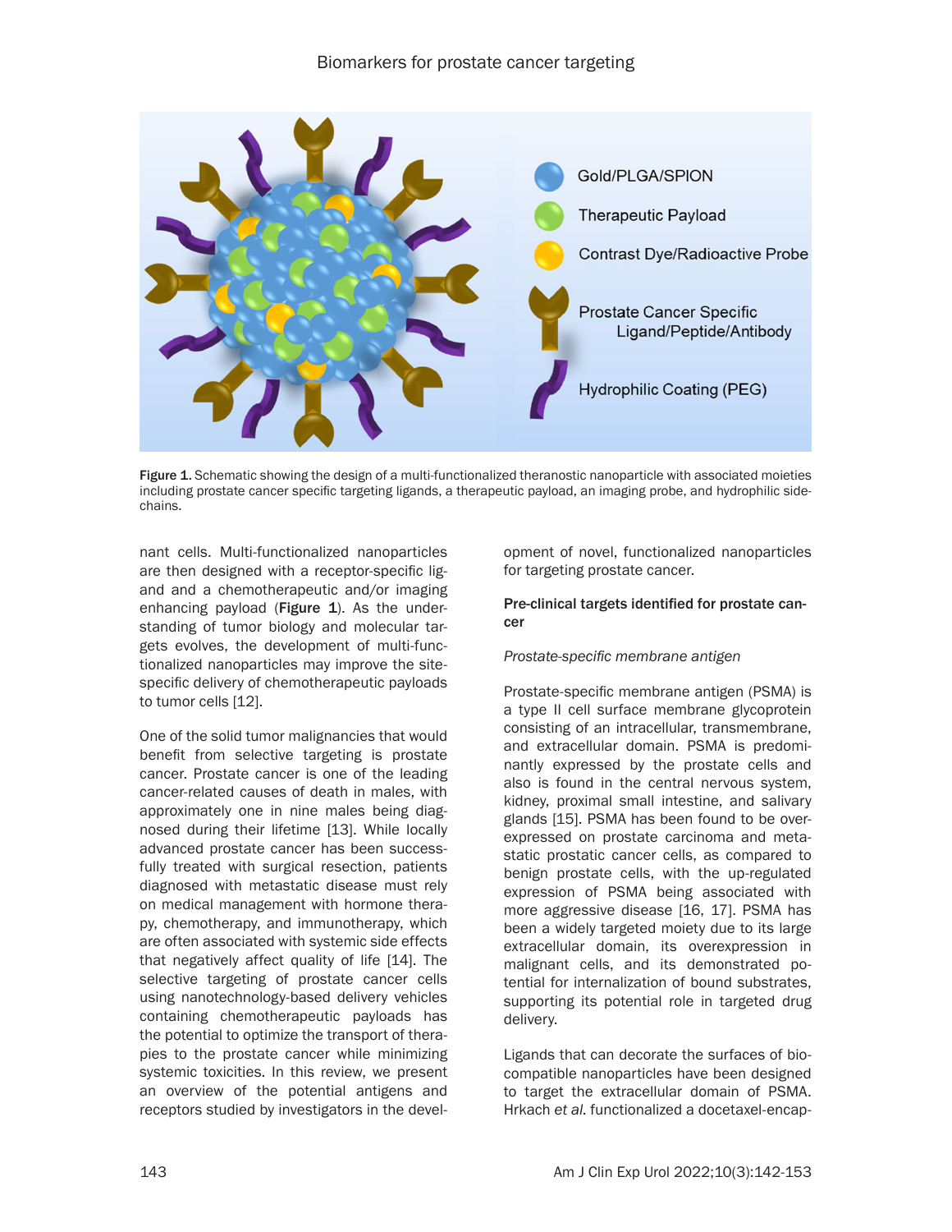Figure 1. Schematic showing the design of a multi-functionalized theranostic nanoparticle with associated moieties including prostate cancer specific targeting ligands, a therapeutic payload, an imaging probe, and hydrophilic side-chains.

nant cells. Multi-functionalized nanoparticles are then designed with a receptor-specific ligand and a chemotherapeutic and/or imaging enhancing payload (**Figure 1**). As the understanding of tumor biology and molecular targets evolves, the development of multi-functionalized nanoparticles may improve the site-specific delivery of chemotherapeutic payloads to tumor cells [12].

One of the solid tumor malignancies that would benefit from selective targeting is prostate cancer. Prostate cancer is one of the leading cancer-related causes of death in males, with approximately one in nine males being diagnosed during their lifetime [13]. While locally advanced prostate cancer has been successfully treated with surgical resection, patients diagnosed with metastatic disease must rely on medical management with hormone therapy, chemotherapy, and immunotherapy, which are often associated with systemic side effects that negatively affect quality of life [14]. The selective targeting of prostate cancer cells using nanotechnology-based delivery vehicles containing chemotherapeutic payloads has the potential to optimize the transport of therapies to the prostate cancer while minimizing systemic toxicities. In this review, we present an overview of the potential antigens and receptors studied by investigators in the development of novel, functionalized nanoparticles for targeting prostate cancer.

## Pre-clinical targets identified for prostate cancer

### *Prostate-specific membrane antigen*

Prostate-specific membrane antigen (PSMA) is a type II cell surface membrane glycoprotein consisting of an intracellular, transmembrane, and extracellular domain. PSMA is predominantly expressed by the prostate cells and also is found in the central nervous system, kidney, proximal small intestine, and salivary glands [15]. PSMA has been found to be overexpressed on prostate carcinoma and metastatic prostatic cancer cells, as compared to benign prostate cells, with the up-regulated expression of PSMA being associated with more aggressive disease [16, 17]. PSMA has been a widely targeted moiety due to its large extracellular domain, its overexpression in malignant cells, and its demonstrated potential for internalization of bound substrates, supporting its potential role in targeted drug delivery.

Ligands that can decorate the surfaces of biocompatible nanoparticles have been designed to target the extracellular domain of PSMA. Hrkach *et al*. functionalized a docetaxel-encap-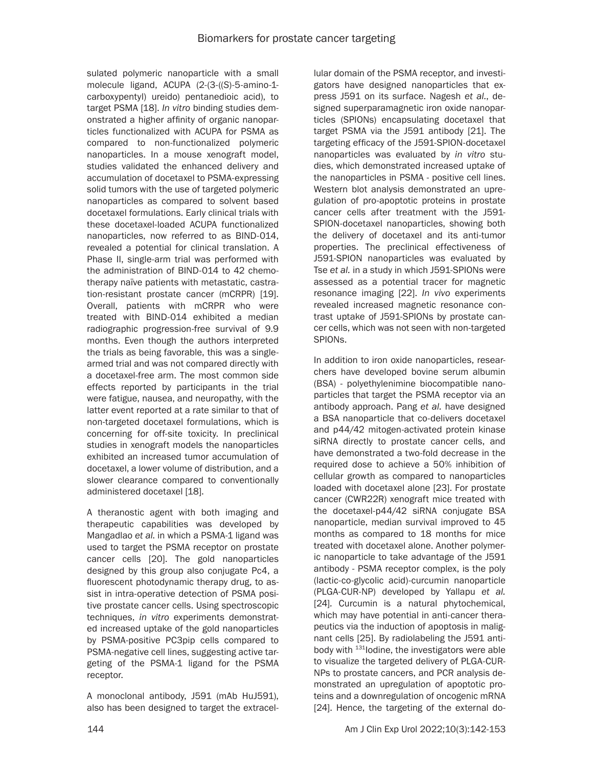sulated polymeric nanoparticle with a small molecule ligand, ACUPA (2-(3-((S)-5-amino-1-carboxypentyl) ureido) pentanedioic acid), to target PSMA [18]. *In vitro* binding studies demonstrated a higher affinity of organic nanoparticles functionalized with ACUPA for PSMA as compared to non-functionalized polymeric nanoparticles. In a mouse xenograft model, studies validated the enhanced delivery and accumulation of docetaxel to PSMA-expressing solid tumors with the use of targeted polymeric nanoparticles as compared to solvent based docetaxel formulations. Early clinical trials with these docetaxel-loaded ACUPA functionalized nanoparticles, now referred to as BIND-014, revealed a potential for clinical translation. A Phase II, single-arm trial was performed with the administration of BIND-014 to 42 chemotherapy naïve patients with metastatic, castration-resistant prostate cancer (mCRPR) [19]. Overall, patients with mCRPR who were treated with BIND-014 exhibited a median radiographic progression-free survival of 9.9 months. Even though the authors interpreted the trials as being favorable, this was a single-armed trial and was not compared directly with a docetaxel-free arm. The most common side effects reported by participants in the trial were fatigue, nausea, and neuropathy, with the latter event reported at a rate similar to that of non-targeted docetaxel formulations, which is concerning for off-site toxicity. In preclinical studies in xenograft models the nanoparticles exhibited an increased tumor accumulation of docetaxel, a lower volume of distribution, and a slower clearance compared to conventionally administered docetaxel [18].

A theranostic agent with both imaging and therapeutic capabilities was developed by Mangadlao *et al.* in which a PSMA-1 ligand was used to target the PSMA receptor on prostate cancer cells [20]. The gold nanoparticles designed by this group also conjugate Pc4, a fluorescent photodynamic therapy drug, to assist in intra-operative detection of PSMA positive prostate cancer cells. Using spectroscopic techniques, *in vitro* experiments demonstrated increased uptake of the gold nanoparticles by PSMA-positive PC3pip cells compared to PSMA-negative cell lines, suggesting active targeting of the PSMA-1 ligand for the PSMA receptor.

A monoclonal antibody, J591 (mAb HuJ591), also has been designed to target the extracellular domain of the PSMA receptor, and investigators have designed nanoparticles that express J591 on its surface. Nagesh *et al.*, designed superparamagnetic iron oxide nanoparticles (SPIONs) encapsulating docetaxel that target PSMA via the J591 antibody [21]. The targeting efficacy of the J591-SPION-docetaxel nanoparticles was evaluated by *in vitro* studies, which demonstrated increased uptake of the nanoparticles in PSMA - positive cell lines. Western blot analysis demonstrated an upregulation of pro-apoptotic proteins in prostate cancer cells after treatment with the J591-SPION-docetaxel nanoparticles, showing both the delivery of docetaxel and its anti-tumor properties. The preclinical effectiveness of J591-SPION nanoparticles was evaluated by Tse *et al.* in a study in which J591-SPIONs were assessed as a potential tracer for magnetic resonance imaging [22]. *In vivo* experiments revealed increased magnetic resonance contrast uptake of J591-SPIONs by prostate cancer cells, which was not seen with non-targeted SPIONs.

In addition to iron oxide nanoparticles, researchers have developed bovine serum albumin (BSA) - polyethylenimine biocompatible nanoparticles that target the PSMA receptor via an antibody approach. Pang *et al.* have designed a BSA nanoparticle that co-delivers docetaxel and p44/42 mitogen-activated protein kinase siRNA directly to prostate cancer cells, and have demonstrated a two-fold decrease in the required dose to achieve a 50% inhibition of cellular growth as compared to nanoparticles loaded with docetaxel alone [23]. For prostate cancer (CWR22R) xenograft mice treated with the docetaxel-p44/42 siRNA conjugate BSA nanoparticle, median survival improved to 45 months as compared to 18 months for mice treated with docetaxel alone. Another polymeric nanoparticle to take advantage of the J591 antibody - PSMA receptor complex, is the poly (lactic-co-glycolic acid)-curcumin nanoparticle (PLGA-CUR-NP) developed by Yallapu *et al.* [24]. Curcumin is a natural phytochemical, which may have potential in anti-cancer therapeutics via the induction of apoptosis in malignant cells [25]. By radiolabeling the J591 antibody with $^{131}$Iodine, the investigators were able to visualize the targeted delivery of PLGA-CUR-NPs to prostate cancers, and PCR analysis demonstrated an upregulation of apoptotic proteins and a downregulation of oncogenic mRNA [24]. Hence, the targeting of the external do-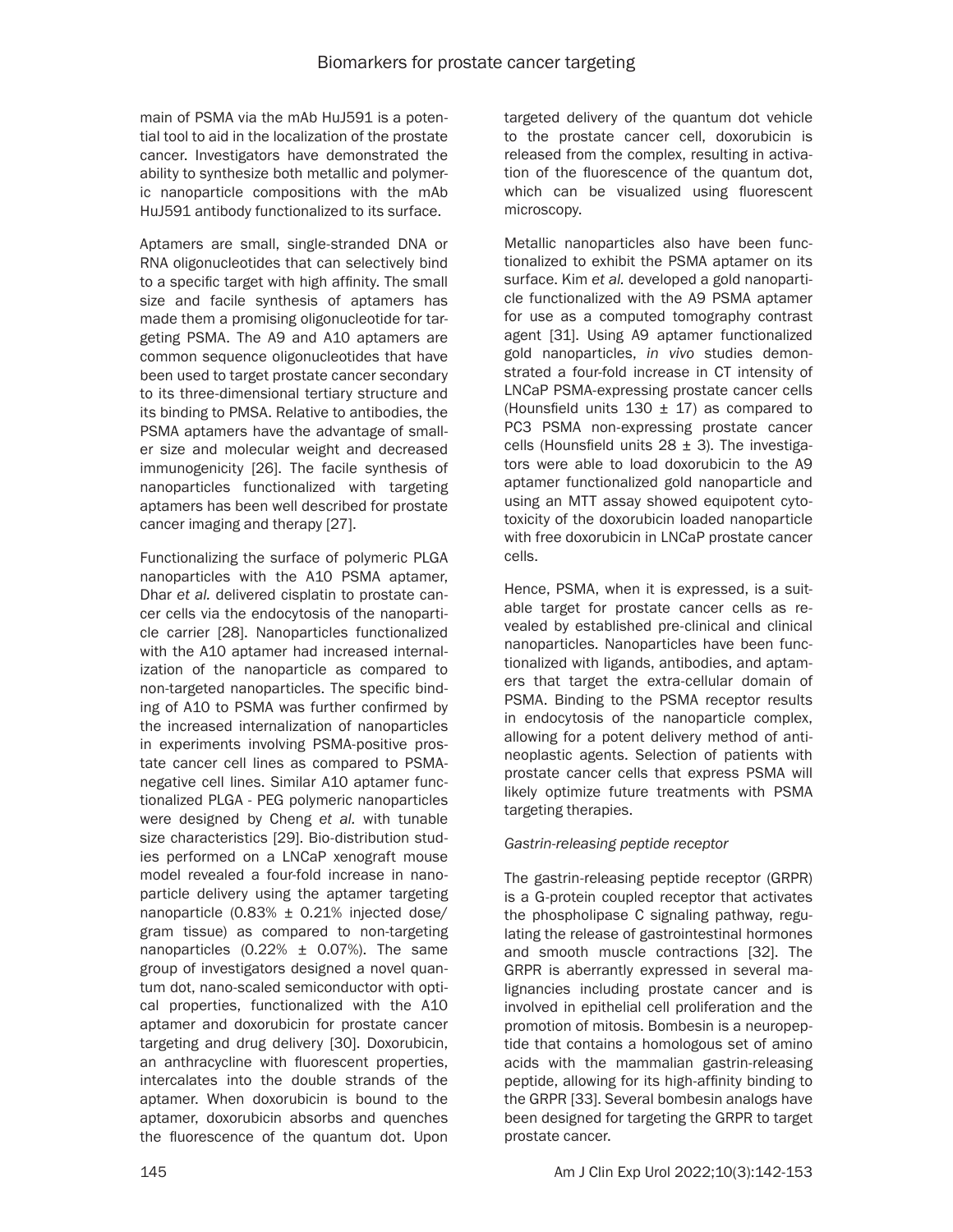main of PSMA via the mAb HuJ591 is a potential tool to aid in the localization of the prostate cancer. Investigators have demonstrated the ability to synthesize both metallic and polymeric nanoparticle compositions with the mAb HuJ591 antibody functionalized to its surface.

Aptamers are small, single-stranded DNA or RNA oligonucleotides that can selectively bind to a specific target with high affinity. The small size and facile synthesis of aptamers has made them a promising oligonucleotide for targeting PSMA. The A9 and A10 aptamers are common sequence oligonucleotides that have been used to target prostate cancer secondary to its three-dimensional tertiary structure and its binding to PMSA. Relative to antibodies, the PSMA aptamers have the advantage of smaller size and molecular weight and decreased immunogenicity [26]. The facile synthesis of nanoparticles functionalized with targeting aptamers has been well described for prostate cancer imaging and therapy [27].

Functionalizing the surface of polymeric PLGA nanoparticles with the A10 PSMA aptamer, Dhar *et al.* delivered cisplatin to prostate cancer cells via the endocytosis of the nanoparticle carrier [28]. Nanoparticles functionalized with the A10 aptamer had increased internalization of the nanoparticle as compared to non-targeted nanoparticles. The specific binding of A10 to PSMA was further confirmed by the increased internalization of nanoparticles in experiments involving PSMA-positive prostate cancer cell lines as compared to PSMA-negative cell lines. Similar A10 aptamer functionalized PLGA - PEG polymeric nanoparticles were designed by Cheng *et al.* with tunable size characteristics [29]. Bio-distribution studies performed on a LNCaP xenograft mouse model revealed a four-fold increase in nanoparticle delivery using the aptamer targeting nanoparticle (0.83% ± 0.21% injected dose/gram tissue) as compared to non-targeting nanoparticles (0.22% ± 0.07%). The same group of investigators designed a novel quantum dot, nano-scaled semiconductor with optical properties, functionalized with the A10 aptamer and doxorubicin for prostate cancer targeting and drug delivery [30]. Doxorubicin, an anthracycline with fluorescent properties, intercalates into the double strands of the aptamer. When doxorubicin is bound to the aptamer, doxorubicin absorbs and quenches the fluorescence of the quantum dot. Upon targeted delivery of the quantum dot vehicle to the prostate cancer cell, doxorubicin is released from the complex, resulting in activation of the fluorescence of the quantum dot, which can be visualized using fluorescent microscopy.

Metallic nanoparticles also have been functionalized to exhibit the PSMA aptamer on its surface. Kim *et al.* developed a gold nanoparticle functionalized with the A9 PSMA aptamer for use as a computed tomography contrast agent [31]. Using A9 aptamer functionalized gold nanoparticles, *in vivo* studies demonstrated a four-fold increase in CT intensity of LNCaP PSMA-expressing prostate cancer cells (Hounsfield units 130 ± 17) as compared to PC3 PSMA non-expressing prostate cancer cells (Hounsfield units 28 ± 3). The investigators were able to load doxorubicin to the A9 aptamer functionalized gold nanoparticle and using an MTT assay showed equipotent cytotoxicity of the doxorubicin loaded nanoparticle with free doxorubicin in LNCaP prostate cancer cells.

Hence, PSMA, when it is expressed, is a suitable target for prostate cancer cells as revealed by established pre-clinical and clinical nanoparticles. Nanoparticles have been functionalized with ligands, antibodies, and aptamers that target the extra-cellular domain of PSMA. Binding to the PSMA receptor results in endocytosis of the nanoparticle complex, allowing for a potent delivery method of antineoplastic agents. Selection of patients with prostate cancer cells that express PSMA will likely optimize future treatments with PSMA targeting therapies.

### *Gastrin-releasing peptide receptor*

The gastrin-releasing peptide receptor (GRPR) is a G-protein coupled receptor that activates the phospholipase C signaling pathway, regulating the release of gastrointestinal hormones and smooth muscle contractions [32]. The GRPR is aberrantly expressed in several malignancies including prostate cancer and is involved in epithelial cell proliferation and the promotion of mitosis. Bombesin is a neuropeptide that contains a homologous set of amino acids with the mammalian gastrin-releasing peptide, allowing for its high-affinity binding to the GRPR [33]. Several bombesin analogs have been designed for targeting the GRPR to target prostate cancer.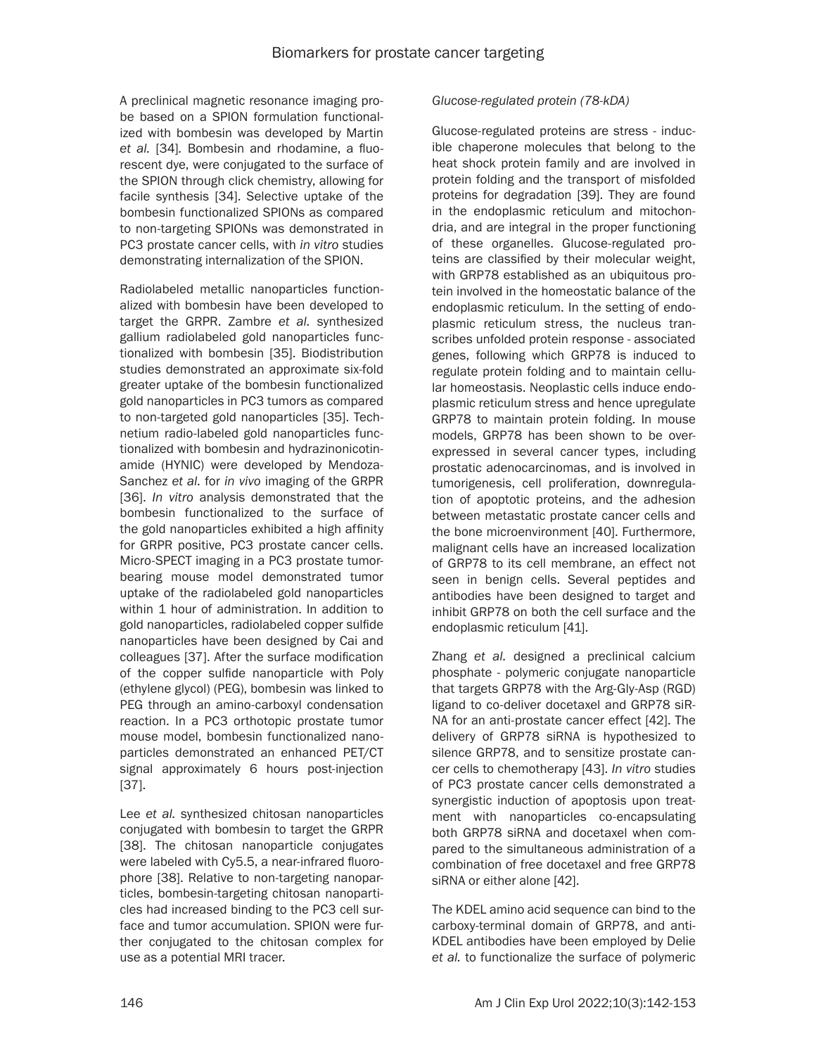A preclinical magnetic resonance imaging probe based on a SPION formulation functionalized with bombesin was developed by Martin *et al.* [34]. Bombesin and rhodamine, a fluorescent dye, were conjugated to the surface of the SPION through click chemistry, allowing for facile synthesis [34]. Selective uptake of the bombesin functionalized SPIONs as compared to non-targeting SPIONs was demonstrated in PC3 prostate cancer cells, with *in vitro* studies demonstrating internalization of the SPION.

Radiolabeled metallic nanoparticles functionalized with bombesin have been developed to target the GRPR. Zambre *et al.* synthesized gallium radiolabeled gold nanoparticles functionalized with bombesin [35]. Biodistribution studies demonstrated an approximate six-fold greater uptake of the bombesin functionalized gold nanoparticles in PC3 tumors as compared to non-targeted gold nanoparticles [35]. Technetium radio-labeled gold nanoparticles functionalized with bombesin and hydrazinonicotinamide (HYNIC) were developed by Mendoza-Sanchez *et al.* for *in vivo* imaging of the GRPR [36]. *In vitro* analysis demonstrated that the bombesin functionalized to the surface of the gold nanoparticles exhibited a high affinity for GRPR positive, PC3 prostate cancer cells. Micro-SPECT imaging in a PC3 prostate tumor-bearing mouse model demonstrated tumor uptake of the radiolabeled gold nanoparticles within 1 hour of administration. In addition to gold nanoparticles, radiolabeled copper sulfide nanoparticles have been designed by Cai and colleagues [37]. After the surface modification of the copper sulfide nanoparticle with Poly (ethylene glycol) (PEG), bombesin was linked to PEG through an amino-carboxyl condensation reaction. In a PC3 orthotopic prostate tumor mouse model, bombesin functionalized nanoparticles demonstrated an enhanced PET/CT signal approximately 6 hours post-injection [37].

Lee *et al.* synthesized chitosan nanoparticles conjugated with bombesin to target the GRPR [38]. The chitosan nanoparticle conjugates were labeled with Cy5.5, a near-infrared fluorophore [38]. Relative to non-targeting nanoparticles, bombesin-targeting chitosan nanoparticles had increased binding to the PC3 cell surface and tumor accumulation. SPION were further conjugated to the chitosan complex for use as a potential MRI tracer.

### *Glucose-regulated protein (78-kDA)*

Glucose-regulated proteins are stress - inducible chaperone molecules that belong to the heat shock protein family and are involved in protein folding and the transport of misfolded proteins for degradation [39]. They are found in the endoplasmic reticulum and mitochondria, and are integral in the proper functioning of these organelles. Glucose-regulated proteins are classified by their molecular weight, with GRP78 established as an ubiquitous protein involved in the homeostatic balance of the endoplasmic reticulum. In the setting of endoplasmic reticulum stress, the nucleus transcribes unfolded protein response - associated genes, following which GRP78 is induced to regulate protein folding and to maintain cellular homeostasis. Neoplastic cells induce endoplasmic reticulum stress and hence upregulate GRP78 to maintain protein folding. In mouse models, GRP78 has been shown to be overexpressed in several cancer types, including prostatic adenocarcinomas, and is involved in tumorigenesis, cell proliferation, downregulation of apoptotic proteins, and the adhesion between metastatic prostate cancer cells and the bone microenvironment [40]. Furthermore, malignant cells have an increased localization of GRP78 to its cell membrane, an effect not seen in benign cells. Several peptides and antibodies have been designed to target and inhibit GRP78 on both the cell surface and the endoplasmic reticulum [41].

Zhang *et al.* designed a preclinical calcium phosphate - polymeric conjugate nanoparticle that targets GRP78 with the Arg-Gly-Asp (RGD) ligand to co-deliver docetaxel and GRP78 siRNA for an anti-prostate cancer effect [42]. The delivery of GRP78 siRNA is hypothesized to silence GRP78, and to sensitize prostate cancer cells to chemotherapy [43]. *In vitro* studies of PC3 prostate cancer cells demonstrated a synergistic induction of apoptosis upon treatment with nanoparticles co-encapsulating both GRP78 siRNA and docetaxel when compared to the simultaneous administration of a combination of free docetaxel and free GRP78 siRNA or either alone [42].

The KDEL amino acid sequence can bind to the carboxy-terminal domain of GRP78, and anti-KDEL antibodies have been employed by Delie *et al.* to functionalize the surface of polymeric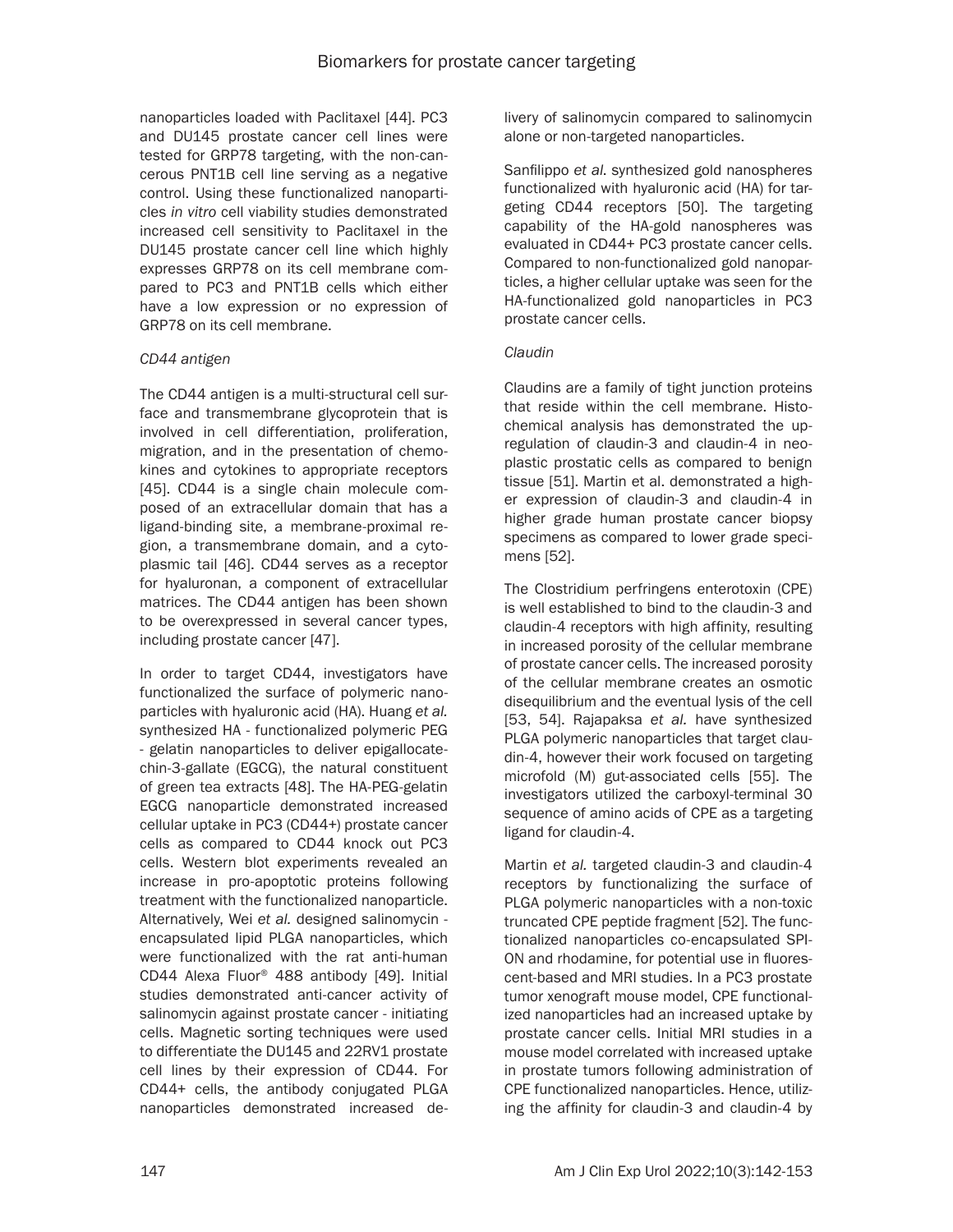nanoparticles loaded with Paclitaxel [44]. PC3 and DU145 prostate cancer cell lines were tested for GRP78 targeting, with the non-cancerous PNT1B cell line serving as a negative control. Using these functionalized nanoparticles *in vitro* cell viability studies demonstrated increased cell sensitivity to Paclitaxel in the DU145 prostate cancer cell line which highly expresses GRP78 on its cell membrane compared to PC3 and PNT1B cells which either have a low expression or no expression of GRP78 on its cell membrane.

*CD44 antigen*

The CD44 antigen is a multi-structural cell surface and transmembrane glycoprotein that is involved in cell differentiation, proliferation, migration, and in the presentation of chemokines and cytokines to appropriate receptors [45]. CD44 is a single chain molecule composed of an extracellular domain that has a ligand-binding site, a membrane-proximal region, a transmembrane domain, and a cytoplasmic tail [46]. CD44 serves as a receptor for hyaluronan, a component of extracellular matrices. The CD44 antigen has been shown to be overexpressed in several cancer types, including prostate cancer [47].

In order to target CD44, investigators have functionalized the surface of polymeric nanoparticles with hyaluronic acid (HA). Huang *et al.* synthesized HA - functionalized polymeric PEG - gelatin nanoparticles to deliver epigallocatechin-3-gallate (EGCG), the natural constituent of green tea extracts [48]. The HA-PEG-gelatin EGCG nanoparticle demonstrated increased cellular uptake in PC3 (CD44+) prostate cancer cells as compared to CD44 knock out PC3 cells. Western blot experiments revealed an increase in pro-apoptotic proteins following treatment with the functionalized nanoparticle. Alternatively, Wei *et al.* designed salinomycin - encapsulated lipid PLGA nanoparticles, which were functionalized with the rat anti-human CD44 Alexa Fluor® 488 antibody [49]. Initial studies demonstrated anti-cancer activity of salinomycin against prostate cancer - initiating cells. Magnetic sorting techniques were used to differentiate the DU145 and 22RV1 prostate cell lines by their expression of CD44. For CD44+ cells, the antibody conjugated PLGA nanoparticles demonstrated increased delivery of salinomycin compared to salinomycin alone or non-targeted nanoparticles.

Sanfilippo *et al.* synthesized gold nanospheres functionalized with hyaluronic acid (HA) for targeting CD44 receptors [50]. The targeting capability of the HA-gold nanospheres was evaluated in CD44+ PC3 prostate cancer cells. Compared to non-functionalized gold nanoparticles, a higher cellular uptake was seen for the HA-functionalized gold nanoparticles in PC3 prostate cancer cells.

*Claudin*

Claudins are a family of tight junction proteins that reside within the cell membrane. Histochemical analysis has demonstrated the upregulation of claudin-3 and claudin-4 in neoplastic prostatic cells as compared to benign tissue [51]. Martin et al. demonstrated a higher expression of claudin-3 and claudin-4 in higher grade human prostate cancer biopsy specimens as compared to lower grade specimens [52].

The Clostridium perfringens enterotoxin (CPE) is well established to bind to the claudin-3 and claudin-4 receptors with high affinity, resulting in increased porosity of the cellular membrane of prostate cancer cells. The increased porosity of the cellular membrane creates an osmotic disequilibrium and the eventual lysis of the cell [53, 54]. Rajapaksa *et al.* have synthesized PLGA polymeric nanoparticles that target claudin-4, however their work focused on targeting microfold (M) gut-associated cells [55]. The investigators utilized the carboxyl-terminal 30 sequence of amino acids of CPE as a targeting ligand for claudin-4.

Martin *et al.* targeted claudin-3 and claudin-4 receptors by functionalizing the surface of PLGA polymeric nanoparticles with a non-toxic truncated CPE peptide fragment [52]. The functionalized nanoparticles co-encapsulated SPION and rhodamine, for potential use in fluorescent-based and MRI studies. In a PC3 prostate tumor xenograft mouse model, CPE functionalized nanoparticles had an increased uptake by prostate cancer cells. Initial MRI studies in a mouse model correlated with increased uptake in prostate tumors following administration of CPE functionalized nanoparticles. Hence, utilizing the affinity for claudin-3 and claudin-4 by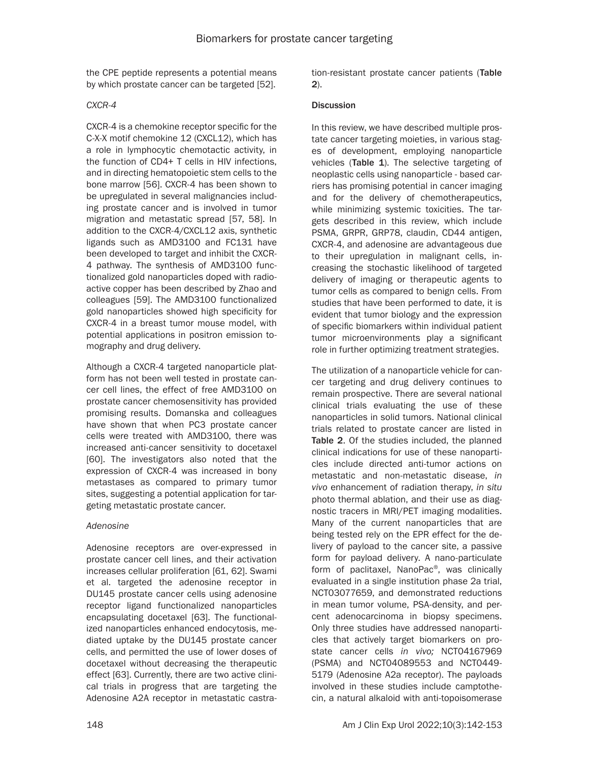the CPE peptide represents a potential means by which prostate cancer can be targeted [52].

*CXCR-4*

CXCR-4 is a chemokine receptor specific for the C-X-X motif chemokine 12 (CXCL12), which has a role in lymphocytic chemotactic activity, in the function of CD4+ T cells in HIV infections, and in directing hematopoietic stem cells to the bone marrow [56]. CXCR-4 has been shown to be upregulated in several malignancies including prostate cancer and is involved in tumor migration and metastatic spread [57, 58]. In addition to the CXCR-4/CXCL12 axis, synthetic ligands such as AMD3100 and FC131 have been developed to target and inhibit the CXCR-4 pathway. The synthesis of AMD3100 functionalized gold nanoparticles doped with radioactive copper has been described by Zhao and colleagues [59]. The AMD3100 functionalized gold nanoparticles showed high specificity for CXCR-4 in a breast tumor mouse model, with potential applications in positron emission tomography and drug delivery.

Although a CXCR-4 targeted nanoparticle platform has not been well tested in prostate cancer cell lines, the effect of free AMD3100 on prostate cancer chemosensitivity has provided promising results. Domanska and colleagues have shown that when PC3 prostate cancer cells were treated with AMD3100, there was increased anti-cancer sensitivity to docetaxel [60]. The investigators also noted that the expression of CXCR-4 was increased in bony metastases as compared to primary tumor sites, suggesting a potential application for targeting metastatic prostate cancer.

*Adenosine*

Adenosine receptors are over-expressed in prostate cancer cell lines, and their activation increases cellular proliferation [61, 62]. Swami et al. targeted the adenosine receptor in DU145 prostate cancer cells using adenosine receptor ligand functionalized nanoparticles encapsulating docetaxel [63]. The functionalized nanoparticles enhanced endocytosis, mediated uptake by the DU145 prostate cancer cells, and permitted the use of lower doses of docetaxel without decreasing the therapeutic effect [63]. Currently, there are two active clinical trials in progress that are targeting the Adenosine A2A receptor in metastatic castration-resistant prostate cancer patients (**Table 2**).

**Discussion**

In this review, we have described multiple prostate cancer targeting moieties, in various stages of development, employing nanoparticle vehicles (**Table 1**). The selective targeting of neoplastic cells using nanoparticle - based carriers has promising potential in cancer imaging and for the delivery of chemotherapeutics, while minimizing systemic toxicities. The targets described in this review, which include PSMA, GRPR, GRP78, claudin, CD44 antigen, CXCR-4, and adenosine are advantageous due to their upregulation in malignant cells, increasing the stochastic likelihood of targeted delivery of imaging or therapeutic agents to tumor cells as compared to benign cells. From studies that have been performed to date, it is evident that tumor biology and the expression of specific biomarkers within individual patient tumor microenvironments play a significant role in further optimizing treatment strategies.

The utilization of a nanoparticle vehicle for cancer targeting and drug delivery continues to remain prospective. There are several national clinical trials evaluating the use of these nanoparticles in solid tumors. National clinical trials related to prostate cancer are listed in **Table 2**. Of the studies included, the planned clinical indications for use of these nanoparticles include directed anti-tumor actions on metastatic and non-metastatic disease, *in vivo* enhancement of radiation therapy, *in situ* photo thermal ablation, and their use as diagnostic tracers in MRI/PET imaging modalities. Many of the current nanoparticles that are being tested rely on the EPR effect for the delivery of payload to the cancer site, a passive form for payload delivery. A nano-particulate form of paclitaxel, NanoPac®, was clinically evaluated in a single institution phase 2a trial, NCT03077659, and demonstrated reductions in mean tumor volume, PSA-density, and percent adenocarcinoma in biopsy specimens. Only three studies have addressed nanoparticles that actively target biomarkers on prostate cancer cells *in vivo;* NCT04167969 (PSMA) and NCT04089553 and NCT04495179 (Adenosine A2a receptor). The payloads involved in these studies include camptothecin, a natural alkaloid with anti-topoisomerase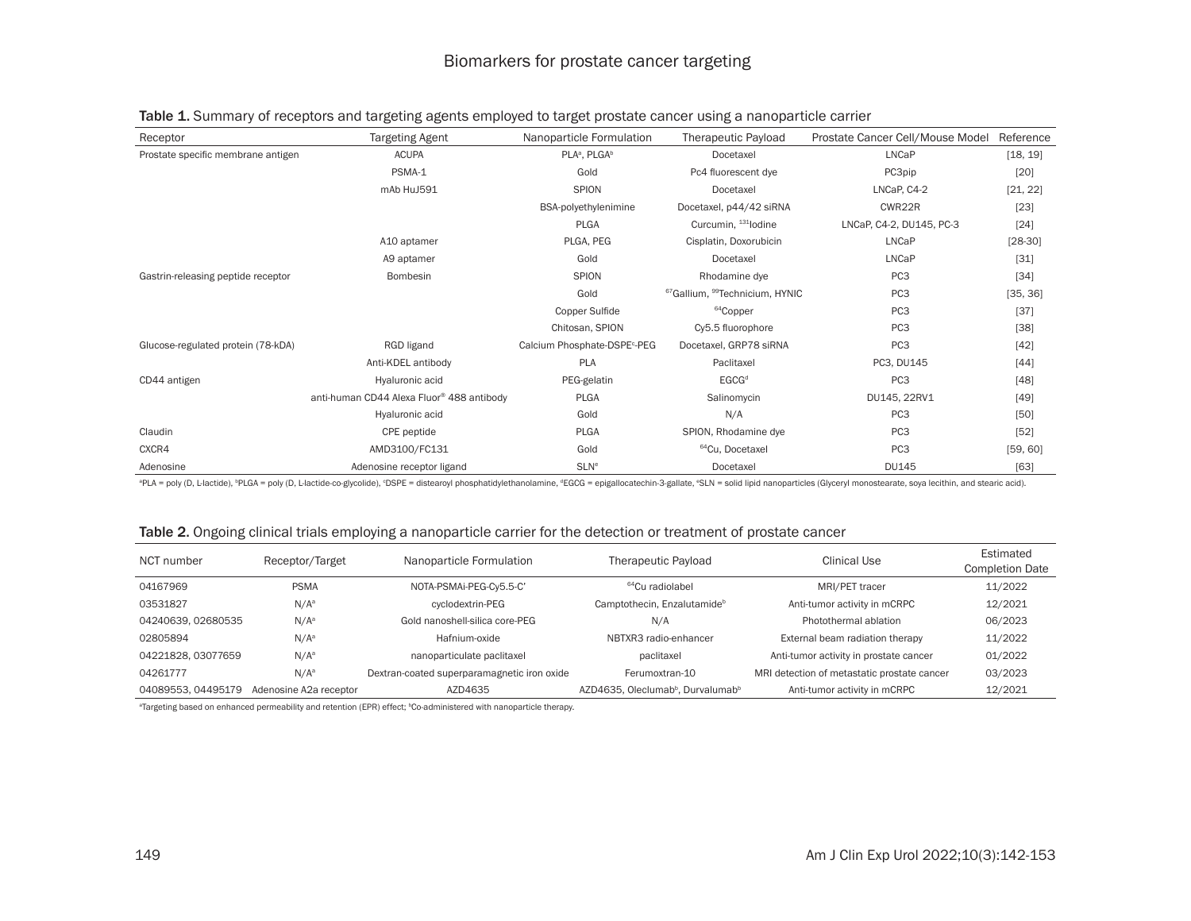**Table 1.** Summary of receptors and targeting agents employed to target prostate cancer using a nanoparticle carrier

| Receptor | Targeting Agent | Nanoparticle Formulation | Therapeutic Payload | Prostate Cancer Cell/Mouse Model | Reference |
|---|---|---|---|---|---|
| Prostate specific membrane antigen | ACUPA | PLA[a], PLGA[b] | Docetaxel | LNCaP | [18, 19] |
| | PSMA-1 | Gold | Pc4 fluorescent dye | PC3pip | [20] |
| | mAb HuJ591 | SPION | Docetaxel | LNCaP, C4-2 | [21, 22] |
| | | BSA-polyethylenimine | Docetaxel, p44/42 siRNA | CWR22R | [23] |
| | | PLGA | Curcumin, $^{131}$Iodine | LNCaP, C4-2, DU145, PC-3 | [24] |
| | A10 aptamer | PLGA, PEG | Cisplatin, Doxorubicin | LNCaP | [28-30] |
| | A9 aptamer | Gold | Docetaxel | LNCaP | [31] |
| Gastrin-releasing peptide receptor | Bombesin | SPION | Rhodamine dye | PC3 | [34] |
| | | Gold | $^{67}$Gallium, $^{99}$Technicium, HYNIC | PC3 | [35, 36] |
| | | Copper Sulfide | $^{64}$Copper | PC3 | [37] |
| | | Chitosan, SPION | Cy5.5 fluorophore | PC3 | [38] |
| Glucose-regulated protein (78-kDA) | RGD ligand | Calcium Phosphate-DSPE[c]-PEG | Docetaxel, GRP78 siRNA | PC3 | [42] |
| | Anti-KDEL antibody | PLA | Paclitaxel | PC3, DU145 | [44] |
| CD44 antigen | Hyaluronic acid | PEG-gelatin | EGCG[d] | PC3 | [48] |
| | anti-human CD44 Alexa Fluor® 488 antibody | PLGA | Salinomycin | DU145, 22RV1 | [49] |
| | Hyaluronic acid | Gold | N/A | PC3 | [50] |
| Claudin | CPE peptide | PLGA | SPION, Rhodamine dye | PC3 | [52] |
| CXCR4 | AMD3100/FC131 | Gold | $^{64}$Cu, Docetaxel | PC3 | [59, 60] |
| Adenosine | Adenosine receptor ligand | SLN[e] | Docetaxel | DU145 | [63] |

[a]PLA = poly (D, L-lactide), [b]PLGA = poly (D, L-lactide-co-glycolide), [c]DSPE = distearoyl phosphatidylethanolamine, [d]EGCG = epigallocatechin-3-gallate, [e]SLN = solid lipid nanoparticles (Glyceryl monostearate, soya lecithin, and stearic acid).

**Table 2.** Ongoing clinical trials employing a nanoparticle carrier for the detection or treatment of prostate cancer

| NCT number | Receptor/Target | Nanoparticle Formulation | Therapeutic Payload | Clinical Use | Estimated Completion Date |
|---|---|---|---|---|---|
| 04167969 | PSMA | NOTA-PSMAi-PEG-Cy5.5-C' | $^{64}$Cu radiolabel | MRI/PET tracer | 11/2022 |
| 03531827 | N/A[a] | cyclodextrin-PEG | Camptothecin, Enzalutamide[b] | Anti-tumor activity in mCRPC | 12/2021 |
| 04240639, 02680535 | N/A[a] | Gold nanoshell-silica core-PEG | N/A | Photothermal ablation | 06/2023 |
| 02805894 | N/A[a] | Hafnium-oxide | NBTXR3 radio-enhancer | External beam radiation therapy | 11/2022 |
| 04221828, 03077659 | N/A[a] | nanoparticulate paclitaxel | paclitaxel | Anti-tumor activity in prostate cancer | 01/2022 |
| 04261777 | N/A[a] | Dextran-coated superparamagnetic iron oxide | Ferumoxtran-10 | MRI detection of metastatic prostate cancer | 03/2023 |
| 04089553, 04495179 | Adenosine A2a receptor | AZD4635 | AZD4635, Oleclumab[b], Durvalumab[b] | Anti-tumor activity in mCRPC | 12/2021 |

[a]Targeting based on enhanced permeability and retention (EPR) effect; [b]Co-administered with nanoparticle therapy.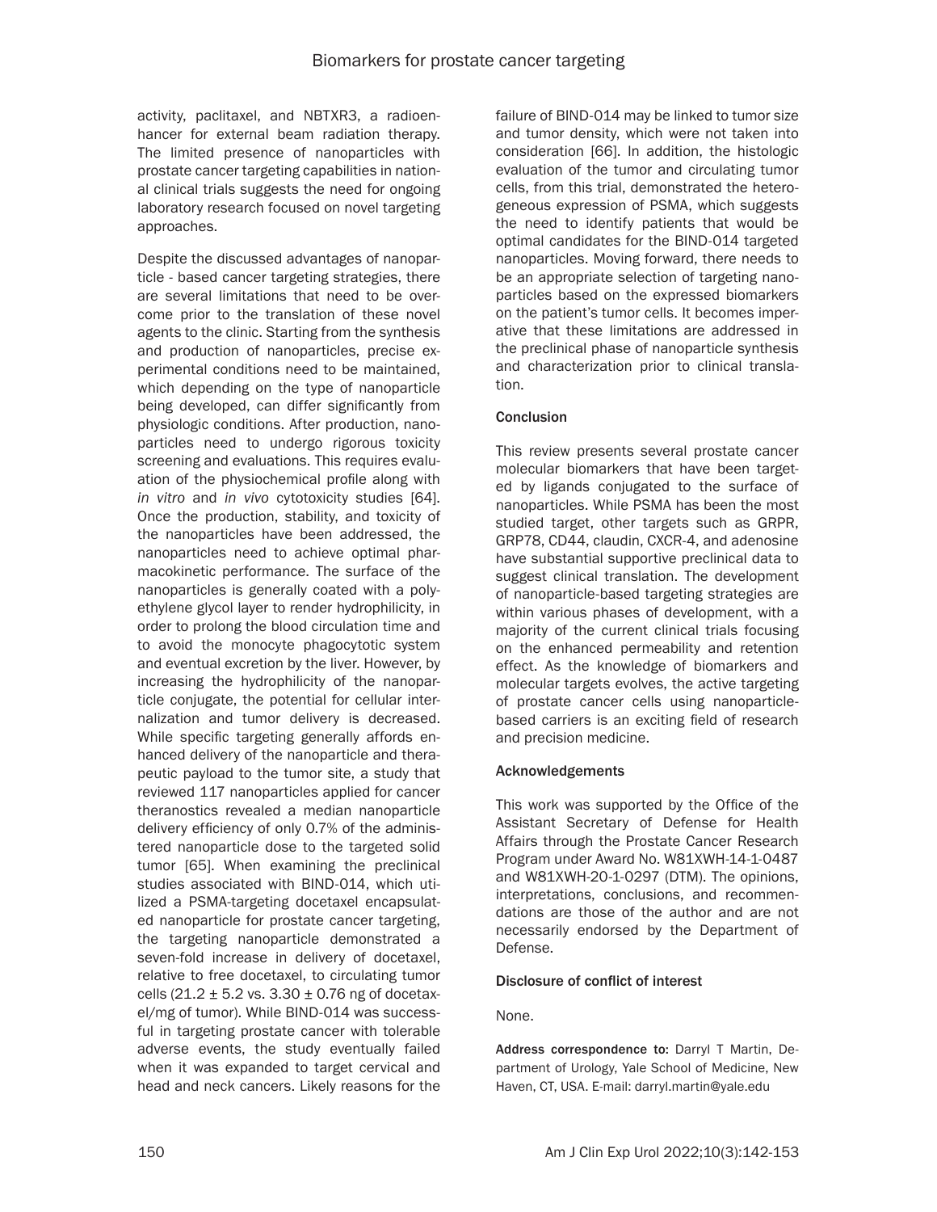activity, paclitaxel, and NBTXR3, a radioenhancer for external beam radiation therapy. The limited presence of nanoparticles with prostate cancer targeting capabilities in national clinical trials suggests the need for ongoing laboratory research focused on novel targeting approaches.

Despite the discussed advantages of nanoparticle - based cancer targeting strategies, there are several limitations that need to be overcome prior to the translation of these novel agents to the clinic. Starting from the synthesis and production of nanoparticles, precise experimental conditions need to be maintained, which depending on the type of nanoparticle being developed, can differ significantly from physiologic conditions. After production, nanoparticles need to undergo rigorous toxicity screening and evaluations. This requires evaluation of the physiochemical profile along with *in vitro* and *in vivo* cytotoxicity studies [64]. Once the production, stability, and toxicity of the nanoparticles have been addressed, the nanoparticles need to achieve optimal pharmacokinetic performance. The surface of the nanoparticles is generally coated with a polyethylene glycol layer to render hydrophilicity, in order to prolong the blood circulation time and to avoid the monocyte phagocytotic system and eventual excretion by the liver. However, by increasing the hydrophilicity of the nanoparticle conjugate, the potential for cellular internalization and tumor delivery is decreased. While specific targeting generally affords enhanced delivery of the nanoparticle and therapeutic payload to the tumor site, a study that reviewed 117 nanoparticles applied for cancer theranostics revealed a median nanoparticle delivery efficiency of only 0.7% of the administered nanoparticle dose to the targeted solid tumor [65]. When examining the preclinical studies associated with BIND-014, which utilized a PSMA-targeting docetaxel encapsulated nanoparticle for prostate cancer targeting, the targeting nanoparticle demonstrated a seven-fold increase in delivery of docetaxel, relative to free docetaxel, to circulating tumor cells ($21.2 \pm 5.2$ vs. $3.30 \pm 0.76$ ng of docetaxel/mg of tumor). While BIND-014 was successful in targeting prostate cancer with tolerable adverse events, the study eventually failed when it was expanded to target cervical and head and neck cancers. Likely reasons for the failure of BIND-014 may be linked to tumor size and tumor density, which were not taken into consideration [66]. In addition, the histologic evaluation of the tumor and circulating tumor cells, from this trial, demonstrated the heterogeneous expression of PSMA, which suggests the need to identify patients that would be optimal candidates for the BIND-014 targeted nanoparticles. Moving forward, there needs to be an appropriate selection of targeting nanoparticles based on the expressed biomarkers on the patient's tumor cells. It becomes imperative that these limitations are addressed in the preclinical phase of nanoparticle synthesis and characterization prior to clinical translation.

## Conclusion

This review presents several prostate cancer molecular biomarkers that have been targeted by ligands conjugated to the surface of nanoparticles. While PSMA has been the most studied target, other targets such as GRPR, GRP78, CD44, claudin, CXCR-4, and adenosine have substantial supportive preclinical data to suggest clinical translation. The development of nanoparticle-based targeting strategies are within various phases of development, with a majority of the current clinical trials focusing on the enhanced permeability and retention effect. As the knowledge of biomarkers and molecular targets evolves, the active targeting of prostate cancer cells using nanoparticle-based carriers is an exciting field of research and precision medicine.

## Acknowledgements

This work was supported by the Office of the Assistant Secretary of Defense for Health Affairs through the Prostate Cancer Research Program under Award No. W81XWH-14-1-0487 and W81XWH-20-1-0297 (DTM). The opinions, interpretations, conclusions, and recommendations are those of the author and are not necessarily endorsed by the Department of Defense.

## Disclosure of conflict of interest

None.

**Address correspondence to:** Darryl T Martin, Department of Urology, Yale School of Medicine, New Haven, CT, USA. E-mail: darryl.martin@yale.edu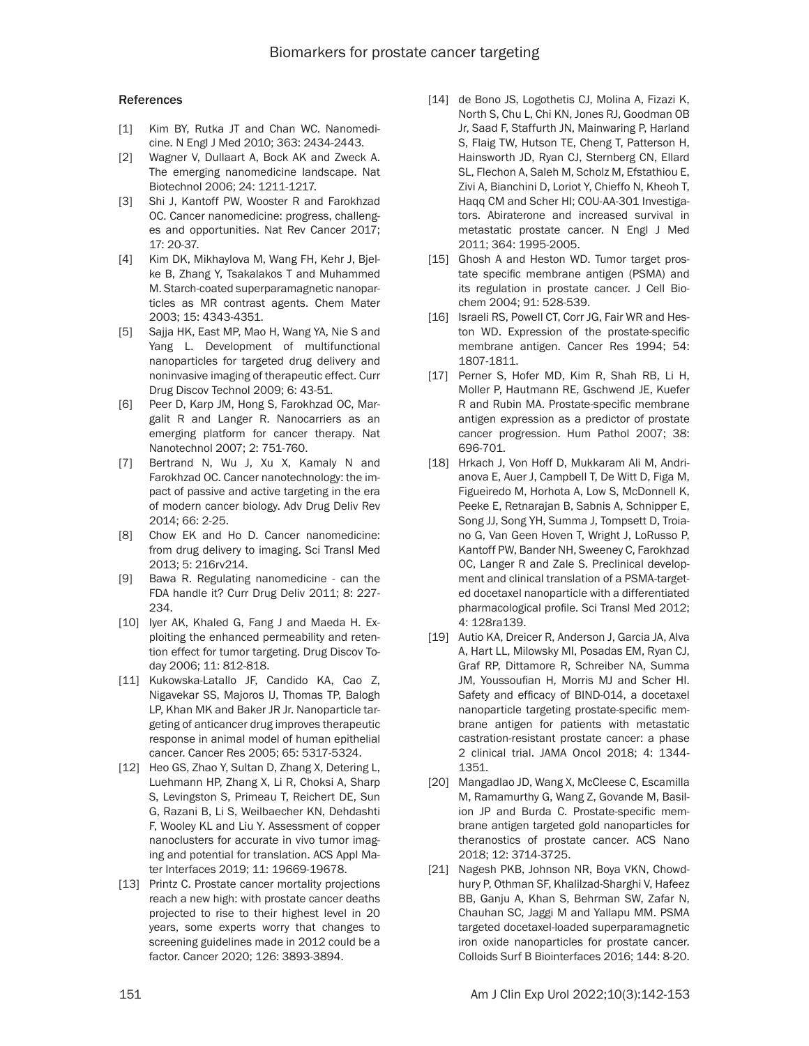## References

[1] Kim BY, Rutka JT and Chan WC. Nanomedicine. N Engl J Med 2010; 363: 2434-2443.

[2] Wagner V, Dullaart A, Bock AK and Zweck A. The emerging nanomedicine landscape. Nat Biotechnol 2006; 24: 1211-1217.

[3] Shi J, Kantoff PW, Wooster R and Farokhzad OC. Cancer nanomedicine: progress, challenges and opportunities. Nat Rev Cancer 2017; 17: 20-37.

[4] Kim DK, Mikhaylova M, Wang FH, Kehr J, Bjelke B, Zhang Y, Tsakalakos T and Muhammed M. Starch-coated superparamagnetic nanoparticles as MR contrast agents. Chem Mater 2003; 15: 4343-4351.

[5] Sajja HK, East MP, Mao H, Wang YA, Nie S and Yang L. Development of multifunctional nanoparticles for targeted drug delivery and noninvasive imaging of therapeutic effect. Curr Drug Discov Technol 2009; 6: 43-51.

[6] Peer D, Karp JM, Hong S, Farokhzad OC, Margalit R and Langer R. Nanocarriers as an emerging platform for cancer therapy. Nat Nanotechnol 2007; 2: 751-760.

[7] Bertrand N, Wu J, Xu X, Kamaly N and Farokhzad OC. Cancer nanotechnology: the impact of passive and active targeting in the era of modern cancer biology. Adv Drug Deliv Rev 2014; 66: 2-25.

[8] Chow EK and Ho D. Cancer nanomedicine: from drug delivery to imaging. Sci Transl Med 2013; 5: 216rv214.

[9] Bawa R. Regulating nanomedicine - can the FDA handle it? Curr Drug Deliv 2011; 8: 227-234.

[10] Iyer AK, Khaled G, Fang J and Maeda H. Exploiting the enhanced permeability and retention effect for tumor targeting. Drug Discov Today 2006; 11: 812-818.

[11] Kukowska-Latallo JF, Candido KA, Cao Z, Nigavekar SS, Majoros IJ, Thomas TP, Balogh LP, Khan MK and Baker JR Jr. Nanoparticle targeting of anticancer drug improves therapeutic response in animal model of human epithelial cancer. Cancer Res 2005; 65: 5317-5324.

[12] Heo GS, Zhao Y, Sultan D, Zhang X, Detering L, Luehmann HP, Zhang X, Li R, Choksi A, Sharp S, Levingston S, Primeau T, Reichert DE, Sun G, Razani B, Li S, Weilbaecher KN, Dehdashti F, Wooley KL and Liu Y. Assessment of copper nanoclusters for accurate in vivo tumor imaging and potential for translation. ACS Appl Mater Interfaces 2019; 11: 19669-19678.

[13] Printz C. Prostate cancer mortality projections reach a new high: with prostate cancer deaths projected to rise to their highest level in 20 years, some experts worry that changes to screening guidelines made in 2012 could be a factor. Cancer 2020; 126: 3893-3894.

[14] de Bono JS, Logothetis CJ, Molina A, Fizazi K, North S, Chu L, Chi KN, Jones RJ, Goodman OB Jr, Saad F, Staffurth JN, Mainwaring P, Harland S, Flaig TW, Hutson TE, Cheng T, Patterson H, Hainsworth JD, Ryan CJ, Sternberg CN, Ellard SL, Flechon A, Saleh M, Scholz M, Efstathiou E, Zivi A, Bianchini D, Loriot Y, Chieffo N, Kheoh T, Haqq CM and Scher HI; COU-AA-301 Investigators. Abiraterone and increased survival in metastatic prostate cancer. N Engl J Med 2011; 364: 1995-2005.

[15] Ghosh A and Heston WD. Tumor target prostate specific membrane antigen (PSMA) and its regulation in prostate cancer. J Cell Biochem 2004; 91: 528-539.

[16] Israeli RS, Powell CT, Corr JG, Fair WR and Heston WD. Expression of the prostate-specific membrane antigen. Cancer Res 1994; 54: 1807-1811.

[17] Perner S, Hofer MD, Kim R, Shah RB, Li H, Moller P, Hautmann RE, Gschwend JE, Kuefer R and Rubin MA. Prostate-specific membrane antigen expression as a predictor of prostate cancer progression. Hum Pathol 2007; 38: 696-701.

[18] Hrkach J, Von Hoff D, Mukkaram Ali M, Andrianova E, Auer J, Campbell T, De Witt D, Figa M, Figueiredo M, Horhota A, Low S, McDonnell K, Peeke E, Retnarajan B, Sabnis A, Schnipper E, Song JJ, Song YH, Summa J, Tompsett D, Troiano G, Van Geen Hoven T, Wright J, LoRusso P, Kantoff PW, Bander NH, Sweeney C, Farokhzad OC, Langer R and Zale S. Preclinical development and clinical translation of a PSMA-targeted docetaxel nanoparticle with a differentiated pharmacological profile. Sci Transl Med 2012; 4: 128ra139.

[19] Autio KA, Dreicer R, Anderson J, Garcia JA, Alva A, Hart LL, Milowsky MI, Posadas EM, Ryan CJ, Graf RP, Dittamore R, Schreiber NA, Summa JM, Youssoufian H, Morris MJ and Scher HI. Safety and efficacy of BIND-014, a docetaxel nanoparticle targeting prostate-specific membrane antigen for patients with metastatic castration-resistant prostate cancer: a phase 2 clinical trial. JAMA Oncol 2018; 4: 1344-1351.

[20] Mangadlao JD, Wang X, McCleese C, Escamilla M, Ramamurthy G, Wang Z, Govande M, Basilion JP and Burda C. Prostate-specific membrane antigen targeted gold nanoparticles for theranostics of prostate cancer. ACS Nano 2018; 12: 3714-3725.

[21] Nagesh PKB, Johnson NR, Boya VKN, Chowdhury P, Othman SF, Khalilzad-Sharghi V, Hafeez BB, Ganju A, Khan S, Behrman SW, Zafar N, Chauhan SC, Jaggi M and Yallapu MM. PSMA targeted docetaxel-loaded superparamagnetic iron oxide nanoparticles for prostate cancer. Colloids Surf B Biointerfaces 2016; 144: 8-20.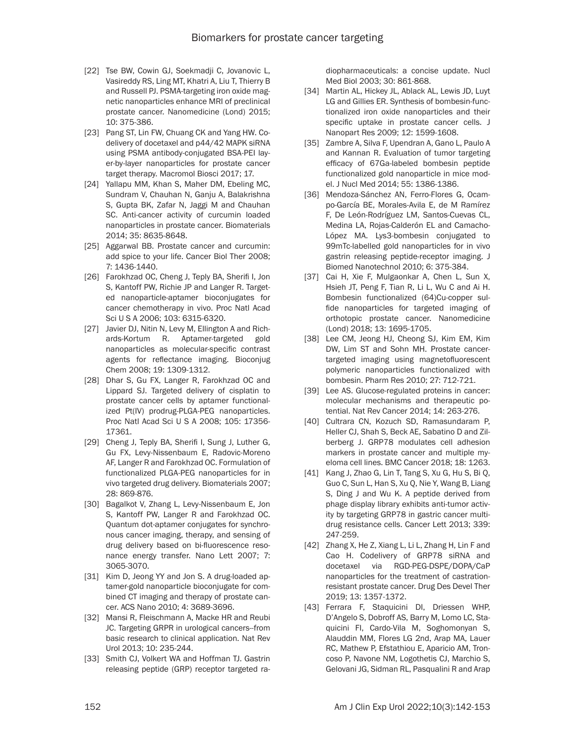[22] Tse BW, Cowin GJ, Soekmadji C, Jovanovic L, Vasireddy RS, Ling MT, Khatri A, Liu T, Thierry B and Russell PJ. PSMA-targeting iron oxide magnetic nanoparticles enhance MRI of preclinical prostate cancer. Nanomedicine (Lond) 2015; 10: 375-386.

[23] Pang ST, Lin FW, Chuang CK and Yang HW. Co-delivery of docetaxel and p44/42 MAPK siRNA using PSMA antibody-conjugated BSA-PEI layer-by-layer nanoparticles for prostate cancer target therapy. Macromol Biosci 2017; 17.

[24] Yallapu MM, Khan S, Maher DM, Ebeling MC, Sundram V, Chauhan N, Ganju A, Balakrishna S, Gupta BK, Zafar N, Jaggi M and Chauhan SC. Anti-cancer activity of curcumin loaded nanoparticles in prostate cancer. Biomaterials 2014; 35: 8635-8648.

[25] Aggarwal BB. Prostate cancer and curcumin: add spice to your life. Cancer Biol Ther 2008; 7: 1436-1440.

[26] Farokhzad OC, Cheng J, Teply BA, Sherifi I, Jon S, Kantoff PW, Richie JP and Langer R. Targeted nanoparticle-aptamer bioconjugates for cancer chemotherapy in vivo. Proc Natl Acad Sci U S A 2006; 103: 6315-6320.

[27] Javier DJ, Nitin N, Levy M, Ellington A and Richards-Kortum R. Aptamer-targeted gold nanoparticles as molecular-specific contrast agents for reflectance imaging. Bioconjug Chem 2008; 19: 1309-1312.

[28] Dhar S, Gu FX, Langer R, Farokhzad OC and Lippard SJ. Targeted delivery of cisplatin to prostate cancer cells by aptamer functionalized Pt(IV) prodrug-PLGA-PEG nanoparticles. Proc Natl Acad Sci U S A 2008; 105: 17356-17361.

[29] Cheng J, Teply BA, Sherifi I, Sung J, Luther G, Gu FX, Levy-Nissenbaum E, Radovic-Moreno AF, Langer R and Farokhzad OC. Formulation of functionalized PLGA-PEG nanoparticles for in vivo targeted drug delivery. Biomaterials 2007; 28: 869-876.

[30] Bagalkot V, Zhang L, Levy-Nissenbaum E, Jon S, Kantoff PW, Langer R and Farokhzad OC. Quantum dot-aptamer conjugates for synchronous cancer imaging, therapy, and sensing of drug delivery based on bi-fluorescence resonance energy transfer. Nano Lett 2007; 7: 3065-3070.

[31] Kim D, Jeong YY and Jon S. A drug-loaded aptamer-gold nanoparticle bioconjugate for combined CT imaging and therapy of prostate cancer. ACS Nano 2010; 4: 3689-3696.

[32] Mansi R, Fleischmann A, Macke HR and Reubi JC. Targeting GRPR in urological cancers--from basic research to clinical application. Nat Rev Urol 2013; 10: 235-244.

[33] Smith CJ, Volkert WA and Hoffman TJ. Gastrin releasing peptide (GRP) receptor targeted radiopharmaceuticals: a concise update. Nucl Med Biol 2003; 30: 861-868.

[34] Martin AL, Hickey JL, Ablack AL, Lewis JD, Luyt LG and Gillies ER. Synthesis of bombesin-functionalized iron oxide nanoparticles and their specific uptake in prostate cancer cells. J Nanopart Res 2009; 12: 1599-1608.

[35] Zambre A, Silva F, Upendran A, Gano L, Paulo A and Kannan R. Evaluation of tumor targeting efficacy of 67Ga-labeled bombesin peptide functionalized gold nanoparticle in mice model. J Nucl Med 2014; 55: 1386-1386.

[36] Mendoza-Sánchez AN, Ferro-Flores G, Ocampo-García BE, Morales-Avila E, de M Ramírez F, De León-Rodríguez LM, Santos-Cuevas CL, Medina LA, Rojas-Calderón EL and Camacho-López MA. Lys3-bombesin conjugated to 99mTc-labelled gold nanoparticles for in vivo gastrin releasing peptide-receptor imaging. J Biomed Nanotechnol 2010; 6: 375-384.

[37] Cai H, Xie F, Mulgaonkar A, Chen L, Sun X, Hsieh JT, Peng F, Tian R, Li L, Wu C and Ai H. Bombesin functionalized (64)Cu-copper sulfide nanoparticles for targeted imaging of orthotopic prostate cancer. Nanomedicine (Lond) 2018; 13: 1695-1705.

[38] Lee CM, Jeong HJ, Cheong SJ, Kim EM, Kim DW, Lim ST and Sohn MH. Prostate cancer-targeted imaging using magnetofluorescent polymeric nanoparticles functionalized with bombesin. Pharm Res 2010; 27: 712-721.

[39] Lee AS. Glucose-regulated proteins in cancer: molecular mechanisms and therapeutic potential. Nat Rev Cancer 2014; 14: 263-276.

[40] Cultrara CN, Kozuch SD, Ramasundaram P, Heller CJ, Shah S, Beck AE, Sabatino D and Zilberberg J. GRP78 modulates cell adhesion markers in prostate cancer and multiple myeloma cell lines. BMC Cancer 2018; 18: 1263.

[41] Kang J, Zhao G, Lin T, Tang S, Xu G, Hu S, Bi Q, Guo C, Sun L, Han S, Xu Q, Nie Y, Wang B, Liang S, Ding J and Wu K. A peptide derived from phage display library exhibits anti-tumor activity by targeting GRP78 in gastric cancer multidrug resistance cells. Cancer Lett 2013; 339: 247-259.

[42] Zhang X, He Z, Xiang L, Li L, Zhang H, Lin F and Cao H. Codelivery of GRP78 siRNA and docetaxel via RGD-PEG-DSPE/DOPA/CaP nanoparticles for the treatment of castration-resistant prostate cancer. Drug Des Devel Ther 2019; 13: 1357-1372.

[43] Ferrara F, Staquicini DI, Driessen WHP, D'Angelo S, Dobroff AS, Barry M, Lomo LC, Staquicini FI, Cardo-Vila M, Soghomonyan S, Alauddin MM, Flores LG 2nd, Arap MA, Lauer RC, Mathew P, Efstathiou E, Aparicio AM, Troncoso P, Navone NM, Logothetis CJ, Marchio S, Gelovani JG, Sidman RL, Pasqualini R and Arap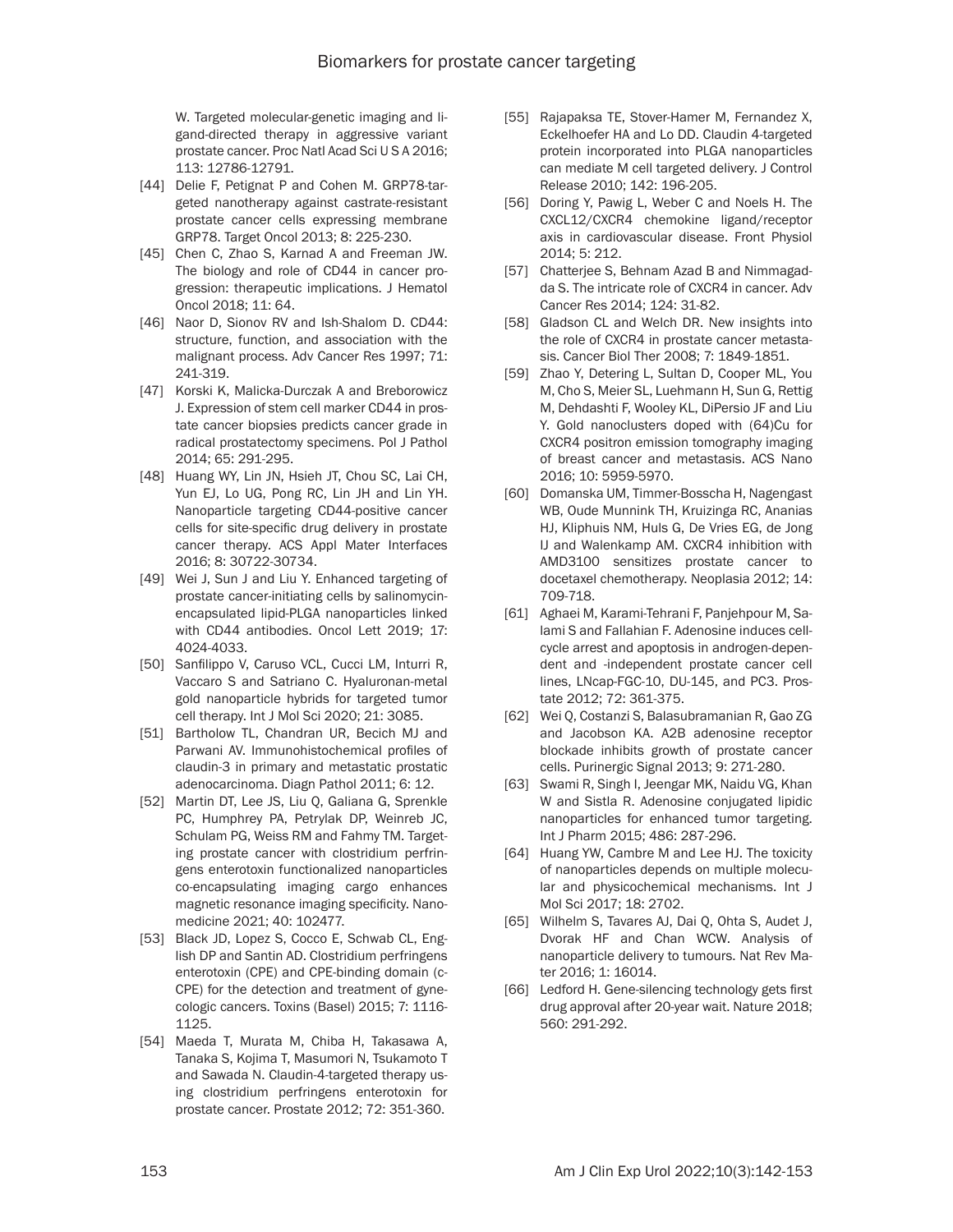W. Targeted molecular-genetic imaging and ligand-directed therapy in aggressive variant prostate cancer. Proc Natl Acad Sci U S A 2016; 113: 12786-12791.

[44] Delie F, Petignat P and Cohen M. GRP78-targeted nanotherapy against castrate-resistant prostate cancer cells expressing membrane GRP78. Target Oncol 2013; 8: 225-230.

[45] Chen C, Zhao S, Karnad A and Freeman JW. The biology and role of CD44 in cancer progression: therapeutic implications. J Hematol Oncol 2018; 11: 64.

[46] Naor D, Sionov RV and Ish-Shalom D. CD44: structure, function, and association with the malignant process. Adv Cancer Res 1997; 71: 241-319.

[47] Korski K, Malicka-Durczak A and Breborowicz J. Expression of stem cell marker CD44 in prostate cancer biopsies predicts cancer grade in radical prostatectomy specimens. Pol J Pathol 2014; 65: 291-295.

[48] Huang WY, Lin JN, Hsieh JT, Chou SC, Lai CH, Yun EJ, Lo UG, Pong RC, Lin JH and Lin YH. Nanoparticle targeting CD44-positive cancer cells for site-specific drug delivery in prostate cancer therapy. ACS Appl Mater Interfaces 2016; 8: 30722-30734.

[49] Wei J, Sun J and Liu Y. Enhanced targeting of prostate cancer-initiating cells by salinomycin-encapsulated lipid-PLGA nanoparticles linked with CD44 antibodies. Oncol Lett 2019; 17: 4024-4033.

[50] Sanfilippo V, Caruso VCL, Cucci LM, Inturri R, Vaccaro S and Satriano C. Hyaluronan-metal gold nanoparticle hybrids for targeted tumor cell therapy. Int J Mol Sci 2020; 21: 3085.

[51] Bartholow TL, Chandran UR, Becich MJ and Parwani AV. Immunohistochemical profiles of claudin-3 in primary and metastatic prostatic adenocarcinoma. Diagn Pathol 2011; 6: 12.

[52] Martin DT, Lee JS, Liu Q, Galiana G, Sprenkle PC, Humphrey PA, Petrylak DP, Weinreb JC, Schulam PG, Weiss RM and Fahmy TM. Targeting prostate cancer with clostridium perfringens enterotoxin functionalized nanoparticles co-encapsulating imaging cargo enhances magnetic resonance imaging specificity. Nanomedicine 2021; 40: 102477.

[53] Black JD, Lopez S, Cocco E, Schwab CL, English DP and Santin AD. Clostridium perfringens enterotoxin (CPE) and CPE-binding domain (c-CPE) for the detection and treatment of gynecologic cancers. Toxins (Basel) 2015; 7: 1116-1125.

[54] Maeda T, Murata M, Chiba H, Takasawa A, Tanaka S, Kojima T, Masumori N, Tsukamoto T and Sawada N. Claudin-4-targeted therapy using clostridium perfringens enterotoxin for prostate cancer. Prostate 2012; 72: 351-360.

[55] Rajapaksa TE, Stover-Hamer M, Fernandez X, Eckelhoefer HA and Lo DD. Claudin 4-targeted protein incorporated into PLGA nanoparticles can mediate M cell targeted delivery. J Control Release 2010; 142: 196-205.

[56] Doring Y, Pawig L, Weber C and Noels H. The CXCL12/CXCR4 chemokine ligand/receptor axis in cardiovascular disease. Front Physiol 2014; 5: 212.

[57] Chatterjee S, Behnam Azad B and Nimmagadda S. The intricate role of CXCR4 in cancer. Adv Cancer Res 2014; 124: 31-82.

[58] Gladson CL and Welch DR. New insights into the role of CXCR4 in prostate cancer metastasis. Cancer Biol Ther 2008; 7: 1849-1851.

[59] Zhao Y, Detering L, Sultan D, Cooper ML, You M, Cho S, Meier SL, Luehmann H, Sun G, Rettig M, Dehdashti F, Wooley KL, DiPersio JF and Liu Y. Gold nanoclusters doped with (64)Cu for CXCR4 positron emission tomography imaging of breast cancer and metastasis. ACS Nano 2016; 10: 5959-5970.

[60] Domanska UM, Timmer-Bosscha H, Nagengast WB, Oude Munnink TH, Kruizinga RC, Ananias HJ, Kliphuis NM, Huls G, De Vries EG, de Jong IJ and Walenkamp AM. CXCR4 inhibition with AMD3100 sensitizes prostate cancer to docetaxel chemotherapy. Neoplasia 2012; 14: 709-718.

[61] Aghaei M, Karami-Tehrani F, Panjehpour M, Salami S and Fallahian F. Adenosine induces cell-cycle arrest and apoptosis in androgen-dependent and -independent prostate cancer cell lines, LNcap-FGC-10, DU-145, and PC3. Prostate 2012; 72: 361-375.

[62] Wei Q, Costanzi S, Balasubramanian R, Gao ZG and Jacobson KA. A2B adenosine receptor blockade inhibits growth of prostate cancer cells. Purinergic Signal 2013; 9: 271-280.

[63] Swami R, Singh I, Jeengar MK, Naidu VG, Khan W and Sistla R. Adenosine conjugated lipidic nanoparticles for enhanced tumor targeting. Int J Pharm 2015; 486: 287-296.

[64] Huang YW, Cambre M and Lee HJ. The toxicity of nanoparticles depends on multiple molecular and physicochemical mechanisms. Int J Mol Sci 2017; 18: 2702.

[65] Wilhelm S, Tavares AJ, Dai Q, Ohta S, Audet J, Dvorak HF and Chan WCW. Analysis of nanoparticle delivery to tumours. Nat Rev Mater 2016; 1: 16014.

[66] Ledford H. Gene-silencing technology gets first drug approval after 20-year wait. Nature 2018; 560: 291-292.